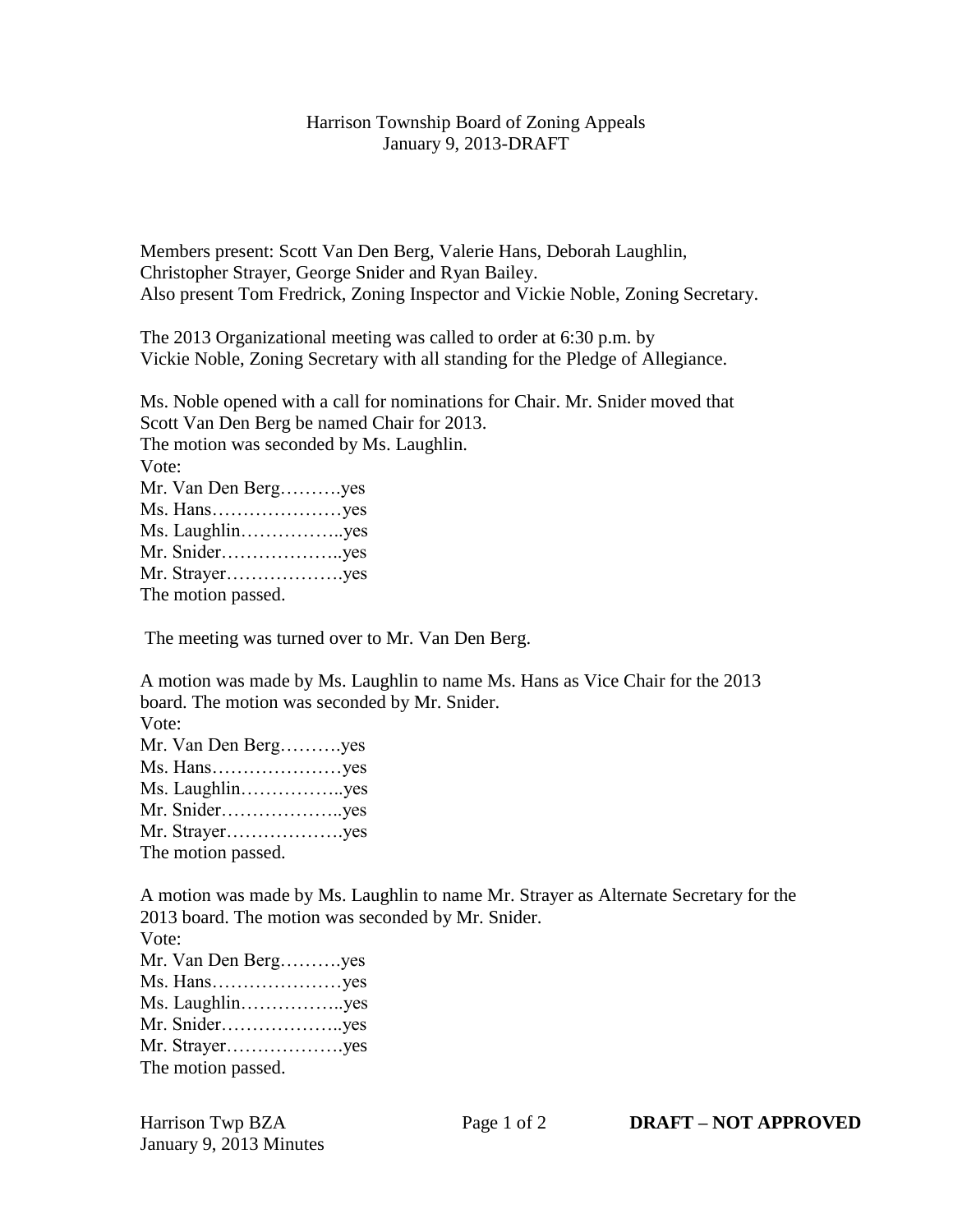Harrison Township Board of Zoning Appeals
January 9, 2013-DRAFT

Members present: Scott Van Den Berg, Valerie Hans, Deborah Laughlin, Christopher Strayer, George Snider and Ryan Bailey.
Also present Tom Fredrick, Zoning Inspector and Vickie Noble, Zoning Secretary.

The 2013 Organizational meeting was called to order at 6:30 p.m. by Vickie Noble, Zoning Secretary with all standing for the Pledge of Allegiance.

Ms. Noble opened with a call for nominations for Chair. Mr. Snider moved that Scott Van Den Berg be named Chair for 2013.
The motion was seconded by Ms. Laughlin.
Vote:
Mr. Van Den Berg……….yes
Ms. Hans…………………yes
Ms. Laughlin……………..yes
Mr. Snider………………..yes
Mr. Strayer……………….yes
The motion passed.

The meeting was turned over to Mr. Van Den Berg.

A motion was made by Ms. Laughlin to name Ms. Hans as Vice Chair for the 2013 board. The motion was seconded by Mr. Snider.
Vote:
Mr. Van Den Berg……….yes
Ms. Hans…………………yes
Ms. Laughlin……………..yes
Mr. Snider………………..yes
Mr. Strayer……………….yes
The motion passed.

A motion was made by Ms. Laughlin to name Mr. Strayer as Alternate Secretary for the 2013 board. The motion was seconded by Mr. Snider.
Vote:
Mr. Van Den Berg……….yes
Ms. Hans…………………yes
Ms. Laughlin……………..yes
Mr. Snider………………..yes
Mr. Strayer……………….yes
The motion passed.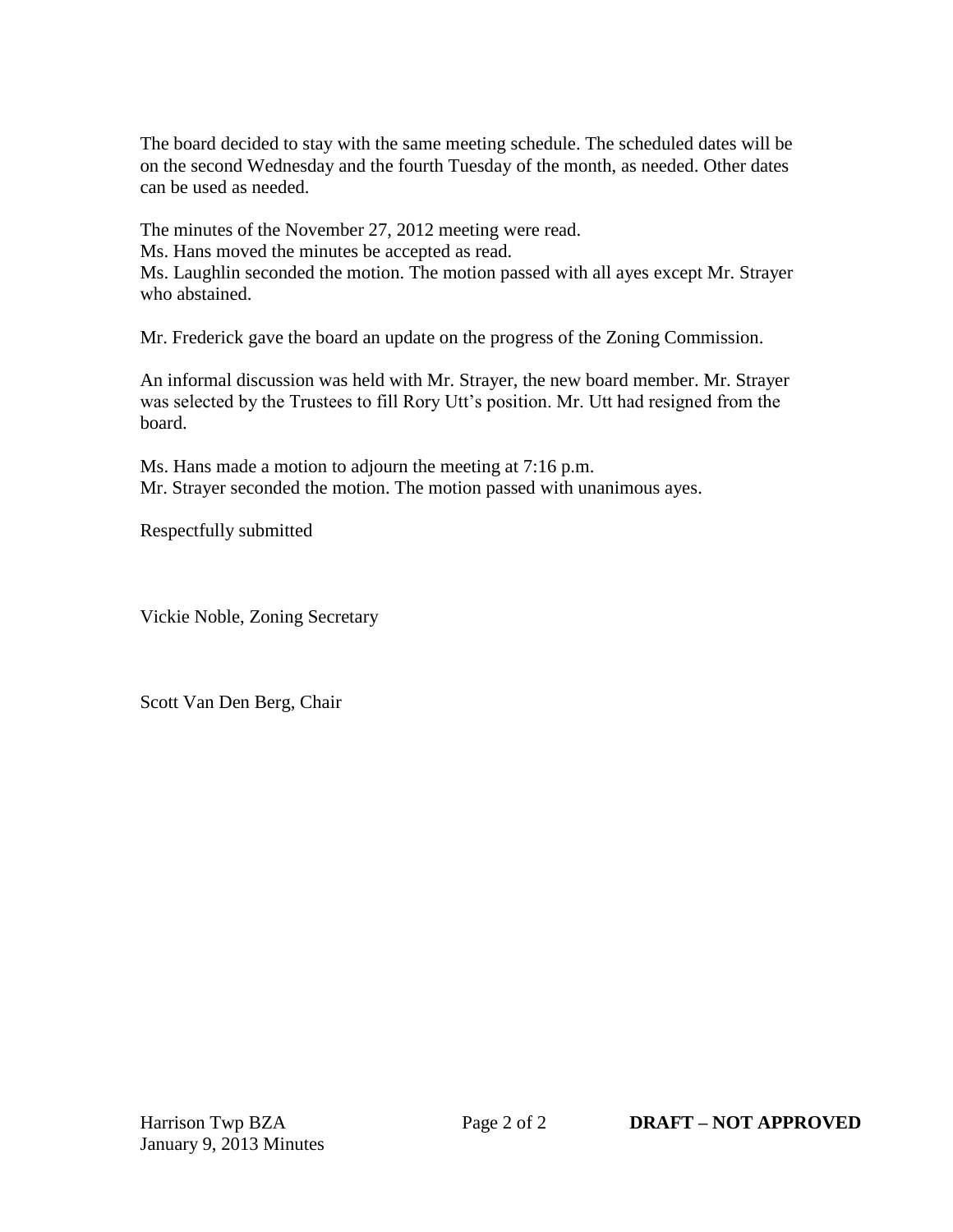The board decided to stay with the same meeting schedule. The scheduled dates will be on the second Wednesday and the fourth Tuesday of the month, as needed. Other dates can be used as needed.

The minutes of the November 27, 2012 meeting were read.
Ms. Hans moved the minutes be accepted as read.
Ms. Laughlin seconded the motion. The motion passed with all ayes except Mr. Strayer who abstained.

Mr. Frederick gave the board an update on the progress of the Zoning Commission.

An informal discussion was held with Mr. Strayer, the new board member. Mr. Strayer was selected by the Trustees to fill Rory Utt's position. Mr. Utt had resigned from the board.

Ms. Hans made a motion to adjourn the meeting at 7:16 p.m.
Mr. Strayer seconded the motion. The motion passed with unanimous ayes.

Respectfully submitted

Vickie Noble, Zoning Secretary

Scott Van Den Berg, Chair

**DRAFT – NOT APPROVED**